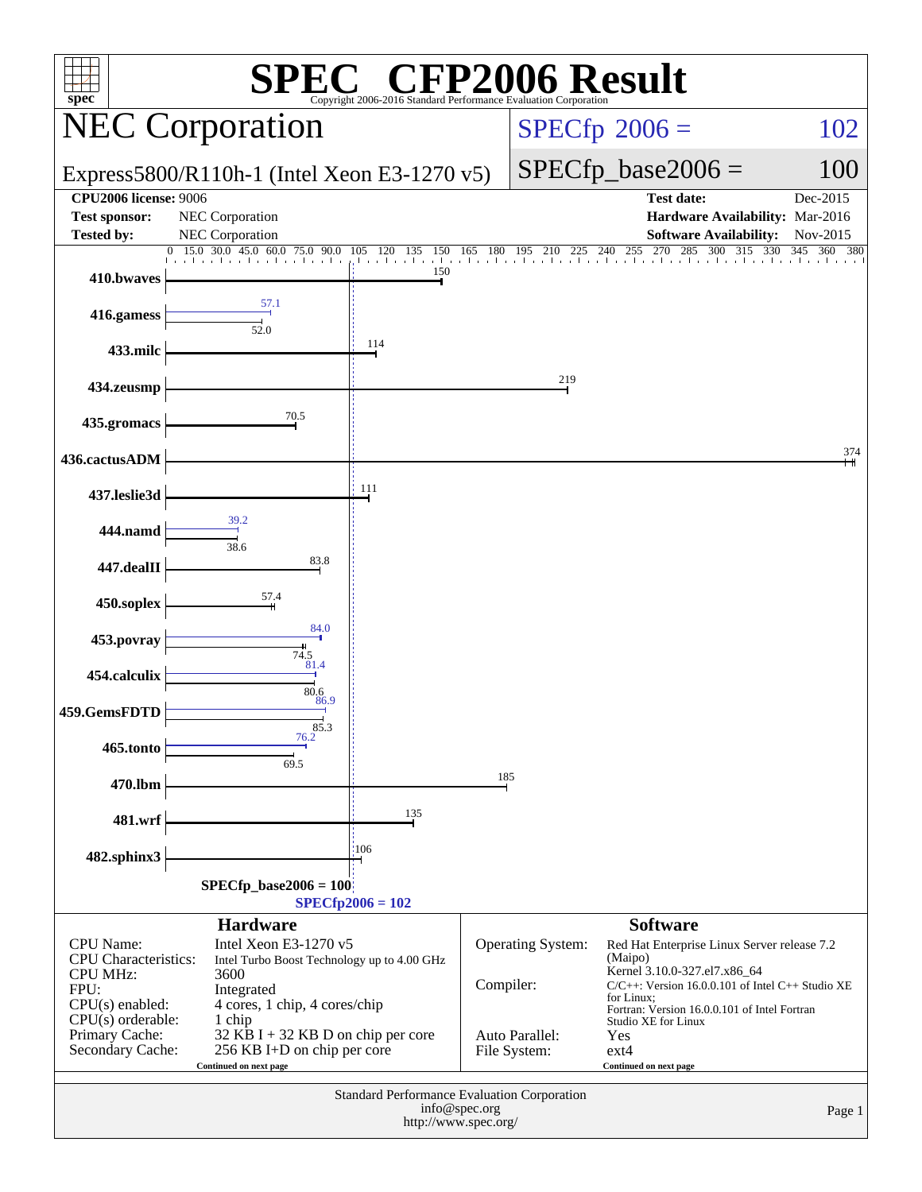# SPEC® CFP2006 Result

Copyright 2006-2016 Standard Performance Evaluation Corporation

## NEC Corporation

Express5800/R110h-1 (Intel Xeon E3-1270 v5)

SPECfp 2006 = 102

SPECfp_base2006 = 100

| | | | |
|---|---|---|---|
| **CPU2006 license:** 9006 | | **Test date:** | Dec-2015 |
| **Test sponsor:** | NEC Corporation | **Hardware Availability:** | Mar-2016 |
| **Tested by:** | NEC Corporation | **Software Availability:** | Nov-2015 |

| Benchmark | Base | Peak |
|---|---|---|
| 410.bwaves | 150 | |
| 416.gamess | 52.0 | 57.1 |
| 433.milc | 114 | |
| 434.zeusmp | 219 | |
| 435.gromacs | 70.5 | |
| 436.cactusADM | 374 | |
| 437.leslie3d | 111 | |
| 444.namd | 38.6 | 39.2 |
| 447.dealII | 83.8 | |
| 450.soplex | 57.4 | |
| 453.povray | 74.5 | 84.0 |
| 454.calculix | 80.6 | 81.4 |
| 459.GemsFDTD | 85.3 | 86.9 |
| 465.tonto | 69.5 | 76.2 |
| 470.lbm | 185 | |
| 481.wrf | 135 | |
| 482.sphinx3 | 106 | |

SPECfp_base2006 = 100

SPECfp2006 = 102

### Hardware

| | |
|---|---|
| CPU Name: | Intel Xeon E3-1270 v5 |
| CPU Characteristics: | Intel Turbo Boost Technology up to 4.00 GHz |
| CPU MHz: | 3600 |
| FPU: | Integrated |
| CPU(s) enabled: | 4 cores, 1 chip, 4 cores/chip |
| CPU(s) orderable: | 1 chip |
| Primary Cache: | 32 KB I + 32 KB D on chip per core |
| Secondary Cache: | 256 KB I+D on chip per core |

Continued on next page

### Software

| | |
|---|---|
| Operating System: | Red Hat Enterprise Linux Server release 7.2 (Maipo) Kernel 3.10.0-327.el7.x86_64 |
| Compiler: | C/C++: Version 16.0.0.101 of Intel C++ Studio XE for Linux; Fortran: Version 16.0.0.101 of Intel Fortran Studio XE for Linux |
| Auto Parallel: | Yes |
| File System: | ext4 |

Continued on next page

Standard Performance Evaluation Corporation
info@spec.org
http://www.spec.org/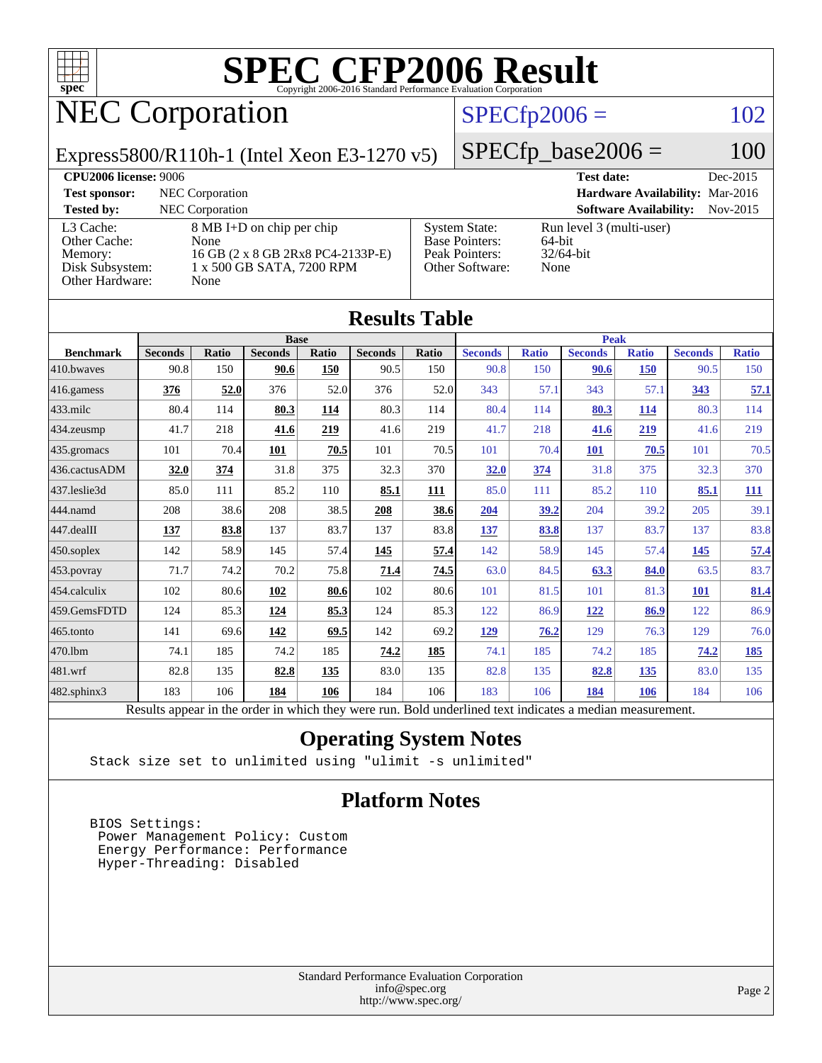# SPEC CFP2006 Result

Copyright 2006-2016 Standard Performance Evaluation Corporation

## NEC Corporation

**SPECfp2006 = 102**

Express5800/R110h-1 (Intel Xeon E3-1270 v5)

**SPECfp_base2006 = 100**

| | | | |
|---|---|---|---|
| **CPU2006 license:** 9006 | | **Test date:** | Dec-2015 |
| **Test sponsor:** | NEC Corporation | **Hardware Availability:** | Mar-2016 |
| **Tested by:** | NEC Corporation | **Software Availability:** | Nov-2015 |

| | | | |
|---|---|---|---|
| L3 Cache: | 8 MB I+D on chip per chip | System State: | Run level 3 (multi-user) |
| Other Cache: | None | Base Pointers: | 64-bit |
| Memory: | 16 GB (2 x 8 GB 2Rx8 PC4-2133P-E) | Peak Pointers: | 32/64-bit |
| Disk Subsystem: | 1 x 500 GB SATA, 7200 RPM | Other Software: | None |
| Other Hardware: | None | | |

## Results Table

| | Base | | | | | | Peak | | | | | |
|---|---|---|---|---|---|---|---|---|---|---|---|---|
| **Benchmark** | **Seconds** | **Ratio** | **Seconds** | **Ratio** | **Seconds** | **Ratio** | **Seconds** | **Ratio** | **Seconds** | **Ratio** | **Seconds** | **Ratio** |
| 410.bwaves | 90.8 | 150 | **90.6** | **150** | 90.5 | 150 | 90.8 | 150 | **90.6** | **150** | 90.5 | 150 |
| 416.gamess | **376** | **52.0** | 376 | 52.0 | 376 | 52.0 | 343 | 57.1 | 343 | 57.1 | **343** | **57.1** |
| 433.milc | 80.4 | 114 | **80.3** | **114** | 80.3 | 114 | 80.4 | 114 | **80.3** | **114** | 80.3 | 114 |
| 434.zeusmp | 41.7 | 218 | **41.6** | **219** | 41.6 | 219 | 41.7 | 218 | **41.6** | **219** | 41.6 | 219 |
| 435.gromacs | 101 | 70.4 | **101** | **70.5** | 101 | 70.5 | 101 | 70.4 | **101** | **70.5** | 101 | 70.5 |
| 436.cactusADM | **32.0** | **374** | 31.8 | 375 | 32.3 | 370 | **32.0** | **374** | 31.8 | 375 | 32.3 | 370 |
| 437.leslie3d | 85.0 | 111 | 85.2 | 110 | **85.1** | **111** | 85.0 | 111 | 85.2 | 110 | **85.1** | **111** |
| 444.namd | 208 | 38.6 | 208 | 38.5 | **208** | **38.6** | **204** | **39.2** | 204 | 39.2 | 205 | 39.1 |
| 447.dealII | **137** | **83.8** | 137 | 83.7 | 137 | 83.8 | **137** | **83.8** | 137 | 83.7 | 137 | 83.8 |
| 450.soplex | 142 | 58.9 | 145 | 57.4 | **145** | **57.4** | 142 | 58.9 | 145 | 57.4 | **145** | **57.4** |
| 453.povray | 71.7 | 74.2 | 70.2 | 75.8 | **71.4** | **74.5** | 63.0 | 84.5 | **63.3** | **84.0** | 63.5 | 83.7 |
| 454.calculix | 102 | 80.6 | **102** | **80.6** | 102 | 80.6 | 101 | 81.5 | 101 | 81.3 | **101** | **81.4** |
| 459.GemsFDTD | 124 | 85.3 | **124** | **85.3** | 124 | 85.3 | 122 | 86.9 | **122** | **86.9** | 122 | 86.9 |
| 465.tonto | 141 | 69.6 | **142** | **69.5** | 142 | 69.2 | **129** | **76.2** | 129 | 76.3 | 129 | 76.0 |
| 470.lbm | 74.1 | 185 | 74.2 | 185 | **74.2** | **185** | 74.1 | 185 | 74.2 | 185 | **74.2** | **185** |
| 481.wrf | 82.8 | 135 | **82.8** | **135** | 83.0 | 135 | 82.8 | 135 | **82.8** | **135** | 83.0 | 135 |
| 482.sphinx3 | 183 | 106 | **184** | **106** | 184 | 106 | 183 | 106 | **184** | **106** | 184 | 106 |

Results appear in the order in which they were run. Bold underlined text indicates a median measurement.

## Operating System Notes

```
Stack size set to unlimited using "ulimit -s unlimited"
```

## Platform Notes

```
BIOS Settings:
 Power Management Policy: Custom
 Energy Performance: Performance
 Hyper-Threading: Disabled
```

Standard Performance Evaluation Corporation
info@spec.org
http://www.spec.org/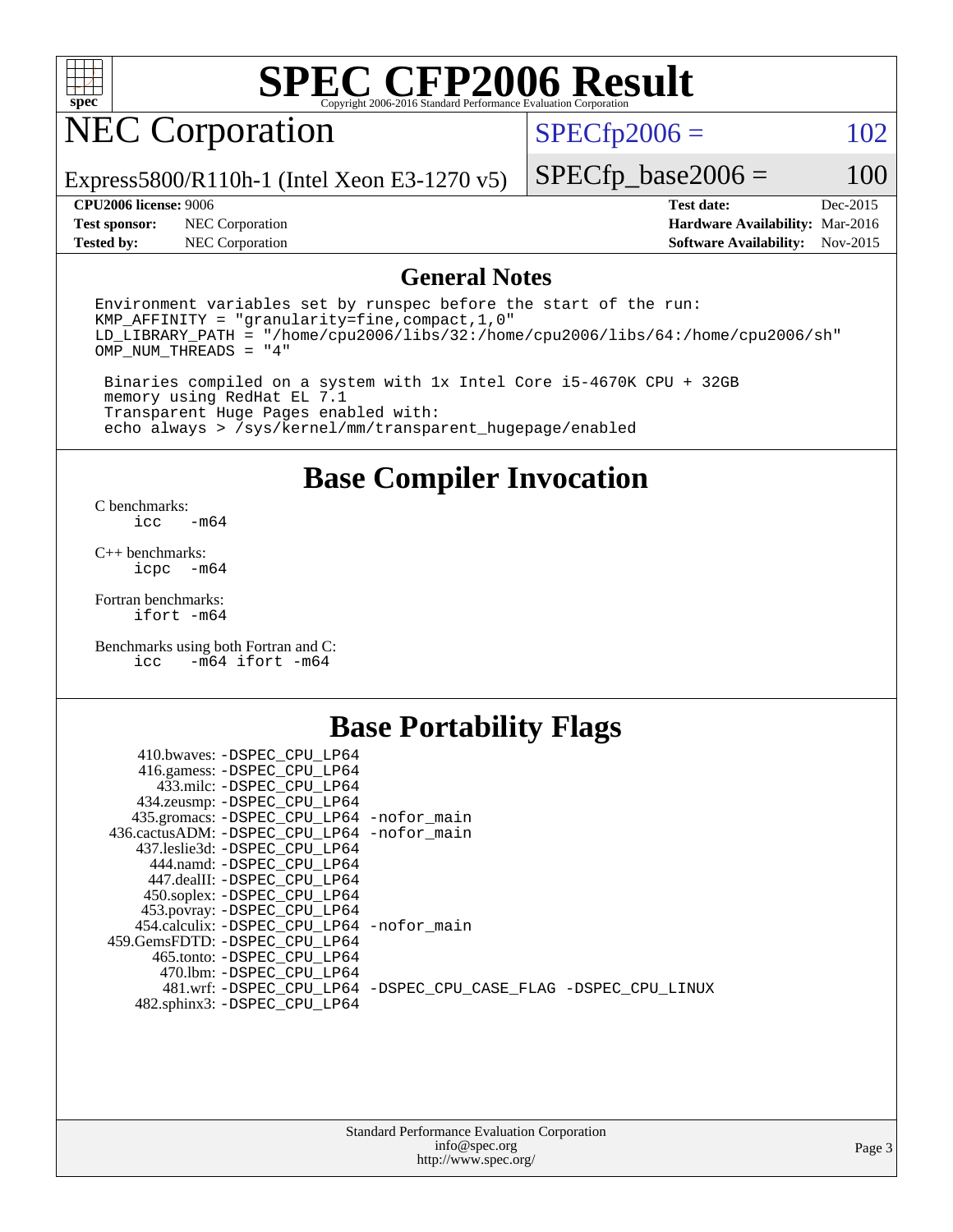# SPEC CFP2006 Result

Copyright 2006-2016 Standard Performance Evaluation Corporation

## NEC Corporation

Express5800/R110h-1 (Intel Xeon E3-1270 v5)

SPECfp2006 = 102

SPECfp_base2006 = 100

**CPU2006 license:** 9006
**Test sponsor:** NEC Corporation
**Tested by:** NEC Corporation

**Test date:** Dec-2015
**Hardware Availability:** Mar-2016
**Software Availability:** Nov-2015

## General Notes

```
Environment variables set by runspec before the start of the run:
KMP_AFFINITY = "granularity=fine,compact,1,0"
LD_LIBRARY_PATH = "/home/cpu2006/libs/32:/home/cpu2006/libs/64:/home/cpu2006/sh"
OMP_NUM_THREADS = "4"

 Binaries compiled on a system with 1x Intel Core i5-4670K CPU + 32GB
 memory using RedHat EL 7.1
 Transparent Huge Pages enabled with:
 echo always > /sys/kernel/mm/transparent_hugepage/enabled
```

## Base Compiler Invocation

C benchmarks:
```
icc   -m64
```

C++ benchmarks:
```
icpc  -m64
```

Fortran benchmarks:
```
ifort -m64
```

Benchmarks using both Fortran and C:
```
icc   -m64 ifort -m64
```

## Base Portability Flags

```
   410.bwaves: -DSPEC_CPU_LP64
   416.gamess: -DSPEC_CPU_LP64
     433.milc: -DSPEC_CPU_LP64
   434.zeusmp: -DSPEC_CPU_LP64
  435.gromacs: -DSPEC_CPU_LP64 -nofor_main
 436.cactusADM: -DSPEC_CPU_LP64 -nofor_main
  437.leslie3d: -DSPEC_CPU_LP64
    444.namd: -DSPEC_CPU_LP64
   447.dealII: -DSPEC_CPU_LP64
   450.soplex: -DSPEC_CPU_LP64
   453.povray: -DSPEC_CPU_LP64
  454.calculix: -DSPEC_CPU_LP64 -nofor_main
 459.GemsFDTD: -DSPEC_CPU_LP64
    465.tonto: -DSPEC_CPU_LP64
     470.lbm: -DSPEC_CPU_LP64
     481.wrf: -DSPEC_CPU_LP64 -DSPEC_CPU_CASE_FLAG -DSPEC_CPU_LINUX
  482.sphinx3: -DSPEC_CPU_LP64
```

Standard Performance Evaluation Corporation
info@spec.org
http://www.spec.org/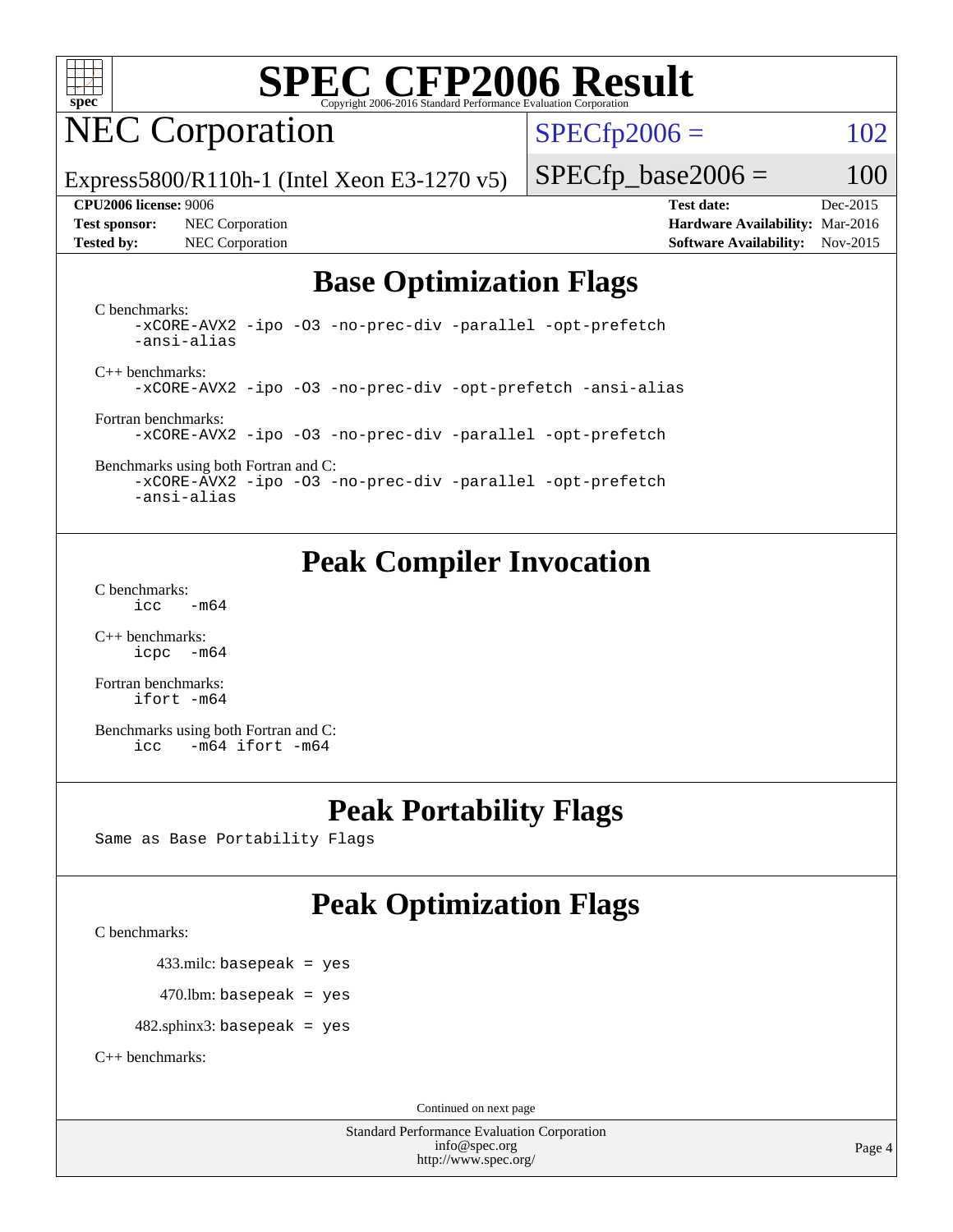# SPEC CFP2006 Result

Copyright 2006-2016 Standard Performance Evaluation Corporation

## NEC Corporation

Express5800/R110h-1 (Intel Xeon E3-1270 v5)

SPECfp2006 = 102

SPECfp_base2006 = 100

**CPU2006 license:** 9006
**Test sponsor:** NEC Corporation
**Tested by:** NEC Corporation

**Test date:** Dec-2015
**Hardware Availability:** Mar-2016
**Software Availability:** Nov-2015

## Base Optimization Flags

C benchmarks:

```
-xCORE-AVX2 -ipo -O3 -no-prec-div -parallel -opt-prefetch
-ansi-alias
```

C++ benchmarks:

```
-xCORE-AVX2 -ipo -O3 -no-prec-div -opt-prefetch -ansi-alias
```

Fortran benchmarks:

```
-xCORE-AVX2 -ipo -O3 -no-prec-div -parallel -opt-prefetch
```

Benchmarks using both Fortran and C:

```
-xCORE-AVX2 -ipo -O3 -no-prec-div -parallel -opt-prefetch
-ansi-alias
```

## Peak Compiler Invocation

C benchmarks:

```
icc   -m64
```

C++ benchmarks:

```
icpc  -m64
```

Fortran benchmarks:

```
ifort -m64
```

Benchmarks using both Fortran and C:

```
icc   -m64 ifort -m64
```

## Peak Portability Flags

Same as Base Portability Flags

## Peak Optimization Flags

C benchmarks:

433.milc: basepeak = yes

470.lbm: basepeak = yes

482.sphinx3: basepeak = yes

C++ benchmarks:

Continued on next page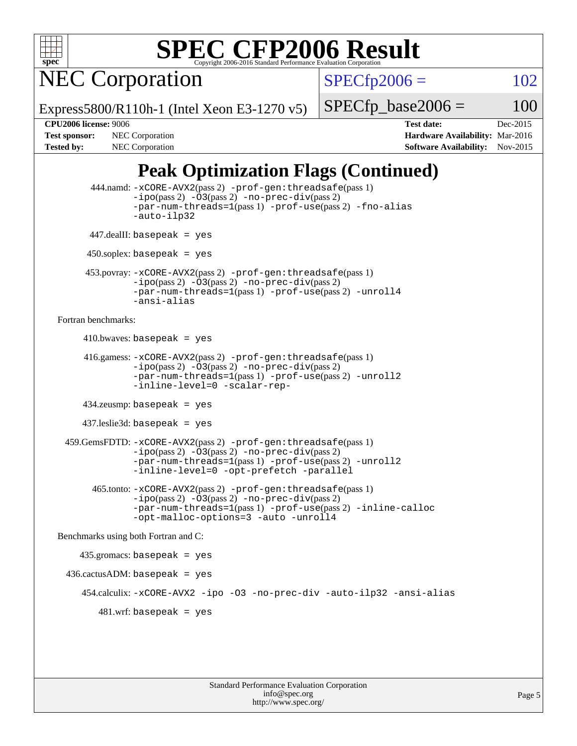# SPEC CFP2006 Result

Copyright 2006-2016 Standard Performance Evaluation Corporation

## NEC Corporation

Express5800/R110h-1 (Intel Xeon E3-1270 v5)

SPECfp2006 = 102

SPECfp_base2006 = 100

**CPU2006 license:** 9006
**Test sponsor:** NEC Corporation
**Tested by:** NEC Corporation

**Test date:** Dec-2015
**Hardware Availability:** Mar-2016
**Software Availability:** Nov-2015

## Peak Optimization Flags (Continued)

444.namd: -xCORE-AVX2(pass 2) -prof-gen:threadsafe(pass 1) -ipo(pass 2) -O3(pass 2) -no-prec-div(pass 2) -par-num-threads=1(pass 1) -prof-use(pass 2) -fno-alias -auto-ilp32

447.dealII: basepeak = yes

450.soplex: basepeak = yes

453.povray: -xCORE-AVX2(pass 2) -prof-gen:threadsafe(pass 1) -ipo(pass 2) -O3(pass 2) -no-prec-div(pass 2) -par-num-threads=1(pass 1) -prof-use(pass 2) -unroll4 -ansi-alias

Fortran benchmarks:

410.bwaves: basepeak = yes

416.gamess: -xCORE-AVX2(pass 2) -prof-gen:threadsafe(pass 1) -ipo(pass 2) -O3(pass 2) -no-prec-div(pass 2) -par-num-threads=1(pass 1) -prof-use(pass 2) -unroll2 -inline-level=0 -scalar-rep-

434.zeusmp: basepeak = yes

437.leslie3d: basepeak = yes

459.GemsFDTD: -xCORE-AVX2(pass 2) -prof-gen:threadsafe(pass 1) -ipo(pass 2) -O3(pass 2) -no-prec-div(pass 2) -par-num-threads=1(pass 1) -prof-use(pass 2) -unroll2 -inline-level=0 -opt-prefetch -parallel

465.tonto: -xCORE-AVX2(pass 2) -prof-gen:threadsafe(pass 1) -ipo(pass 2) -O3(pass 2) -no-prec-div(pass 2) -par-num-threads=1(pass 1) -prof-use(pass 2) -inline-calloc -opt-malloc-options=3 -auto -unroll4

Benchmarks using both Fortran and C:

435.gromacs: basepeak = yes

436.cactusADM: basepeak = yes

454.calculix: -xCORE-AVX2 -ipo -O3 -no-prec-div -auto-ilp32 -ansi-alias

481.wrf: basepeak = yes

Standard Performance Evaluation Corporation
info@spec.org
http://www.spec.org/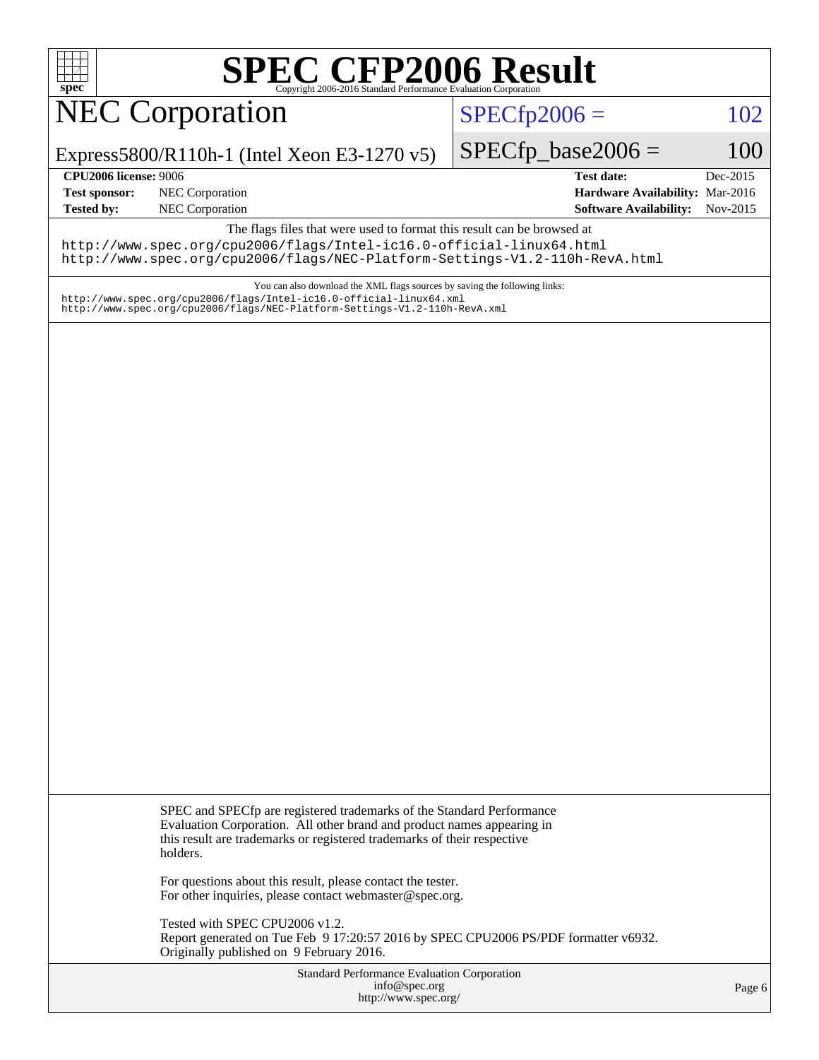# SPEC CFP2006 Result

Copyright 2006-2016 Standard Performance Evaluation Corporation

## NEC Corporation

Express5800/R110h-1 (Intel Xeon E3-1270 v5)

SPECfp2006 = 102

SPECfp_base2006 = 100

**CPU2006 license:** 9006

**Test sponsor:** NEC Corporation

**Tested by:** NEC Corporation

**Test date:** Dec-2015

**Hardware Availability:** Mar-2016

**Software Availability:** Nov-2015

The flags files that were used to format this result can be browsed at

http://www.spec.org/cpu2006/flags/Intel-ic16.0-official-linux64.html
http://www.spec.org/cpu2006/flags/NEC-Platform-Settings-V1.2-110h-RevA.html

You can also download the XML flags sources by saving the following links:

http://www.spec.org/cpu2006/flags/Intel-ic16.0-official-linux64.xml
http://www.spec.org/cpu2006/flags/NEC-Platform-Settings-V1.2-110h-RevA.xml

SPEC and SPECfp are registered trademarks of the Standard Performance Evaluation Corporation. All other brand and product names appearing in this result are trademarks or registered trademarks of their respective holders.

For questions about this result, please contact the tester.
For other inquiries, please contact webmaster@spec.org.

Tested with SPEC CPU2006 v1.2.
Report generated on Tue Feb 9 17:20:57 2016 by SPEC CPU2006 PS/PDF formatter v6932.
Originally published on 9 February 2016.

Standard Performance Evaluation Corporation
info@spec.org
http://www.spec.org/